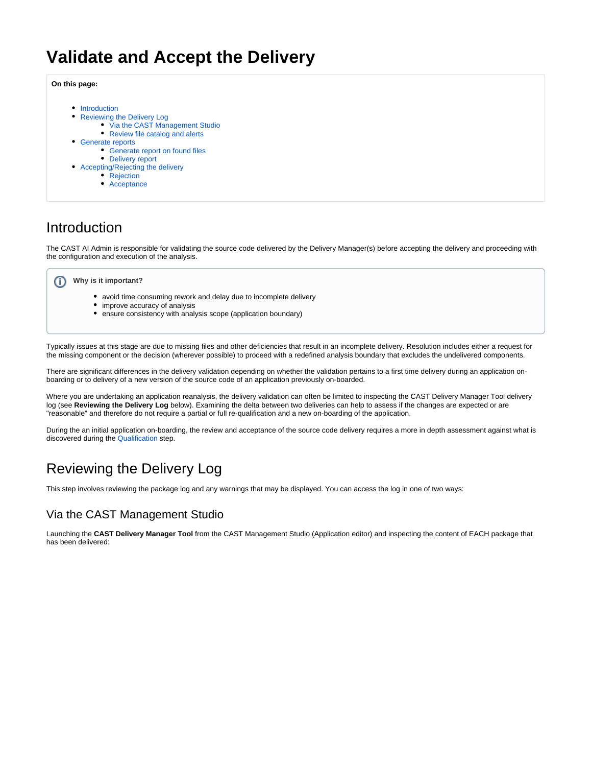# Validate and Accept the Delivery

**On this page:**

- Introduction
- Reviewing the Delivery Log
    - Via the CAST Management Studio
    - Review file catalog and alerts
- Generate reports
    - Generate report on found files
    - Delivery report
- Accepting/Rejecting the delivery
    - Rejection
    - Acceptance

## Introduction

The CAST AI Admin is responsible for validating the source code delivered by the Delivery Manager(s) before accepting the delivery and proceeding with the configuration and execution of the analysis.

> **Why is it important?**
>
> - avoid time consuming rework and delay due to incomplete delivery
> - improve accuracy of analysis
> - ensure consistency with analysis scope (application boundary)

Typically issues at this stage are due to missing files and other deficiencies that result in an incomplete delivery. Resolution includes either a request for the missing component or the decision (wherever possible) to proceed with a redefined analysis boundary that excludes the undelivered components.

There are significant differences in the delivery validation depending on whether the validation pertains to a first time delivery during an application on-boarding or to delivery of a new version of the source code of an application previously on-boarded.

Where you are undertaking an application reanalysis, the delivery validation can often be limited to inspecting the CAST Delivery Manager Tool delivery log (see **Reviewing the Delivery Log** below). Examining the delta between two deliveries can help to assess if the changes are expected or are "reasonable" and therefore do not require a partial or full re-qualification and a new on-boarding of the application.

During the an initial application on-boarding, the review and acceptance of the source code delivery requires a more in depth assessment against what is discovered during the Qualification step.

## Reviewing the Delivery Log

This step involves reviewing the package log and any warnings that may be displayed. You can access the log in one of two ways:

### Via the CAST Management Studio

Launching the **CAST Delivery Manager Tool** from the CAST Management Studio (Application editor) and inspecting the content of EACH package that has been delivered: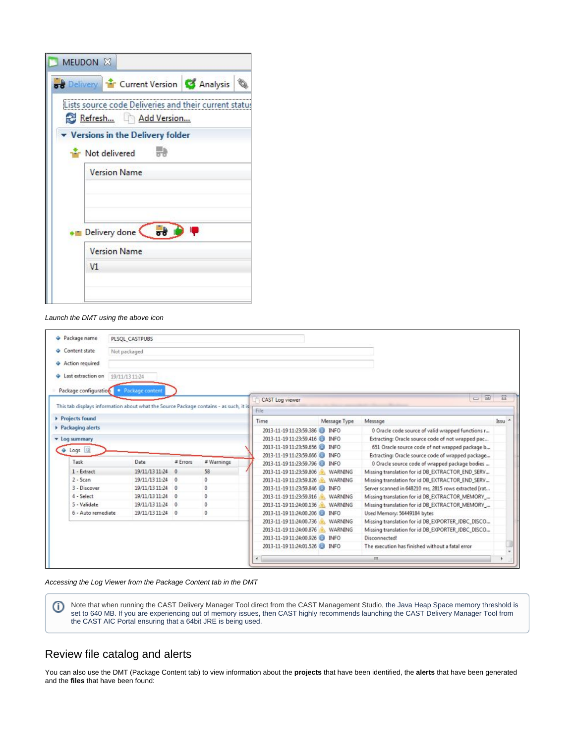*Launch the DMT using the above icon*

*Accessing the Log Viewer from the Package Content tab in the DMT*

Note that when running the CAST Delivery Manager Tool direct from the CAST Management Studio, the Java Heap Space memory threshold is set to 640 MB. If you are experiencing out of memory issues, then CAST highly recommends launching the CAST Delivery Manager Tool from the CAST AIC Portal ensuring that a 64bit JRE is being used.

## Review file catalog and alerts

You can also use the DMT (Package Content tab) to view information about the **projects** that have been identified, the **alerts** that have been generated and the **files** that have been found: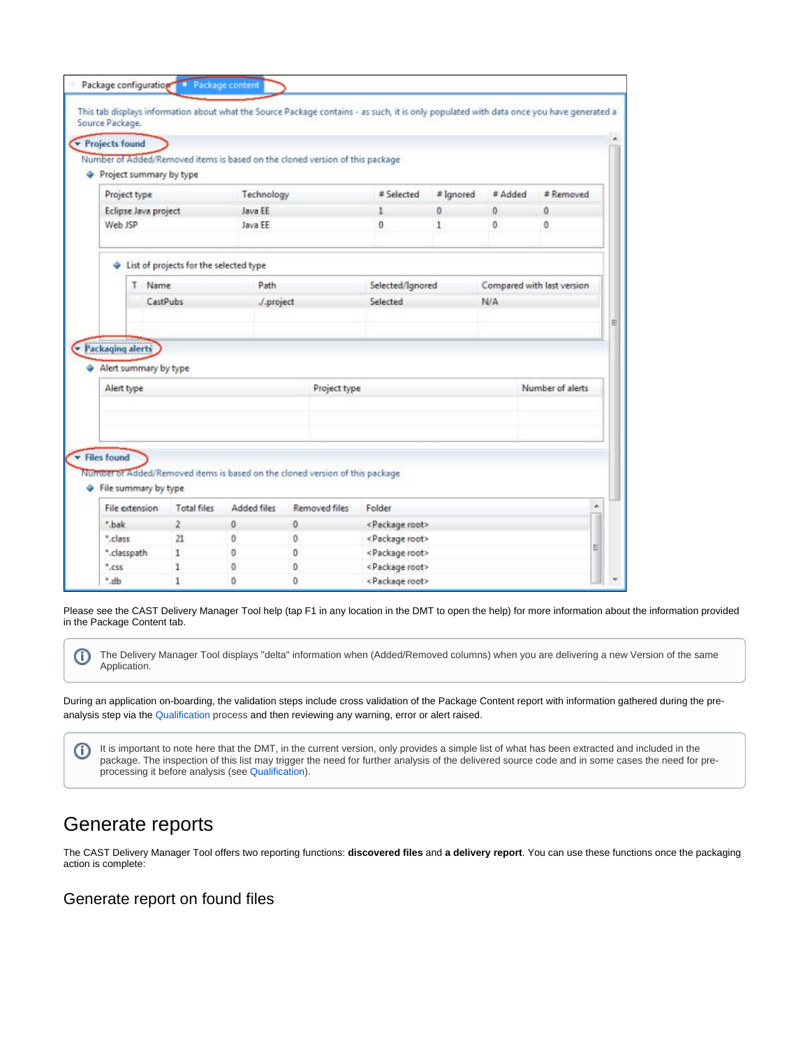Please see the CAST Delivery Manager Tool help (tap F1 in any location in the DMT to open the help) for more information about the information provided in the Package Content tab.

> The Delivery Manager Tool displays "delta" information when (Added/Removed columns) when you are delivering a new Version of the same Application.

During an application on-boarding, the validation steps include cross validation of the Package Content report with information gathered during the pre-analysis step via the Qualification process and then reviewing any warning, error or alert raised.

> It is important to note here that the DMT, in the current version, only provides a simple list of what has been extracted and included in the package. The inspection of this list may trigger the need for further analysis of the delivered source code and in some cases the need for pre-processing it before analysis (see Qualification).

# Generate reports

The CAST Delivery Manager Tool offers two reporting functions: **discovered files** and **a delivery report**. You can use these functions once the packaging action is complete:

## Generate report on found files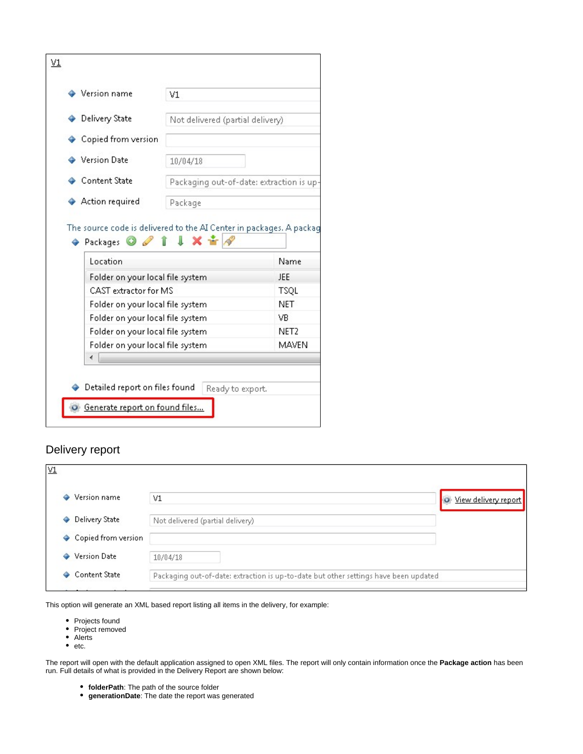V1

- Version name: V1
- Delivery State: Not delivered (partial delivery)
- Copied from version:
- Version Date: 10/04/18
- Content State: Packaging out-of-date: extraction is up-
- Action required: Package

The source code is delivered to the AI Center in packages. A packag

- Packages

| Location | Name |
|---|---|
| Folder on your local file system | JEE |
| CAST extractor for MS | TSQL |
| Folder on your local file system | NET |
| Folder on your local file system | VB |
| Folder on your local file system | NET2 |
| Folder on your local file system | MAVEN |

- Detailed report on files found: Ready to export.

Generate report on found files...

## Delivery report

V1

- Version name: V1 — View delivery report
- Delivery State: Not delivered (partial delivery)
- Copied from version:
- Version Date: 10/04/18
- Content State: Packaging out-of-date: extraction is up-to-date but other settings have been updated

This option will generate an XML based report listing all items in the delivery, for example:

- Projects found
- Project removed
- Alerts
- etc.

The report will open with the default application assigned to open XML files. The report will only contain information once the **Package action** has been run. Full details of what is provided in the Delivery Report are shown below:

- **folderPath**: The path of the source folder
- **generationDate**: The date the report was generated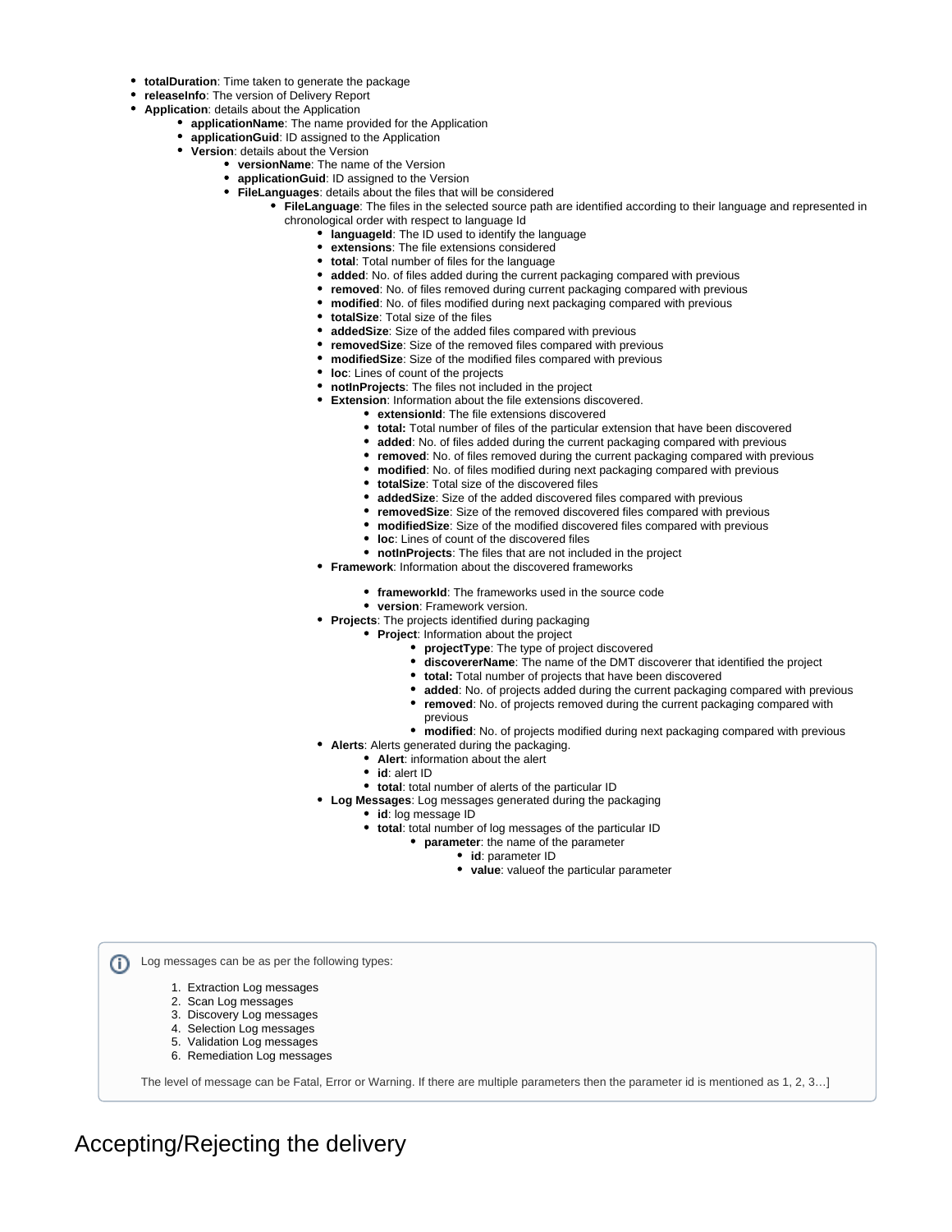- **totalDuration**: Time taken to generate the package
- **releaseInfo**: The version of Delivery Report
- **Application**: details about the Application
    - **applicationName**: The name provided for the Application
    - **applicationGuid**: ID assigned to the Application
    - **Version**: details about the Version
        - **versionName**: The name of the Version
        - **applicationGuid**: ID assigned to the Version
        - **FileLanguages**: details about the files that will be considered
            - **FileLanguage**: The files in the selected source path are identified according to their language and represented in chronological order with respect to language Id
                - **languageId**: The ID used to identify the language
                - **extensions**: The file extensions considered
                - **total**: Total number of files for the language
                - **added**: No. of files added during the current packaging compared with previous
                - **removed**: No. of files removed during current packaging compared with previous
                - **modified**: No. of files modified during next packaging compared with previous
                - **totalSize**: Total size of the files
                - **addedSize**: Size of the added files compared with previous
                - **removedSize**: Size of the removed files compared with previous
                - **modifiedSize**: Size of the modified files compared with previous
                - **loc**: Lines of count of the projects
                - **notInProjects**: The files not included in the project
                - **Extension**: Information about the file extensions discovered.
                    - **extensionId**: The file extensions discovered
                    - **total:** Total number of files of the particular extension that have been discovered
                    - **added**: No. of files added during the current packaging compared with previous
                    - **removed**: No. of files removed during the current packaging compared with previous
                    - **modified**: No. of files modified during next packaging compared with previous
                    - **totalSize**: Total size of the discovered files
                    - **addedSize**: Size of the added discovered files compared with previous
                    - **removedSize**: Size of the removed discovered files compared with previous
                    - **modifiedSize**: Size of the modified discovered files compared with previous
                    - **loc**: Lines of count of the discovered files
                    - **notInProjects**: The files that are not included in the project
                - **Framework**: Information about the discovered frameworks
                    - **frameworkId**: The frameworks used in the source code
                    - **version**: Framework version.
                - **Projects**: The projects identified during packaging
                    - **Project**: Information about the project
                        - **projectType**: The type of project discovered
                        - **discovererName**: The name of the DMT discoverer that identified the project
                        - **total:** Total number of projects that have been discovered
                        - **added**: No. of projects added during the current packaging compared with previous
                        - **removed**: No. of projects removed during the current packaging compared with previous
                        - **modified**: No. of projects modified during next packaging compared with previous
                - **Alerts**: Alerts generated during the packaging.
                    - **Alert**: information about the alert
                    - **id**: alert ID
                    - **total**: total number of alerts of the particular ID
                - **Log Messages**: Log messages generated during the packaging
                    - **id**: log message ID
                    - **total**: total number of log messages of the particular ID
                        - **parameter**: the name of the parameter
                            - **id**: parameter ID
                            - **value**: valueof the particular parameter

> Log messages can be as per the following types:
>
> 1. Extraction Log messages
> 2. Scan Log messages
> 3. Discovery Log messages
> 4. Selection Log messages
> 5. Validation Log messages
> 6. Remediation Log messages
>
> The level of message can be Fatal, Error or Warning. If there are multiple parameters then the parameter id is mentioned as 1, 2, 3…]

# Accepting/Rejecting the delivery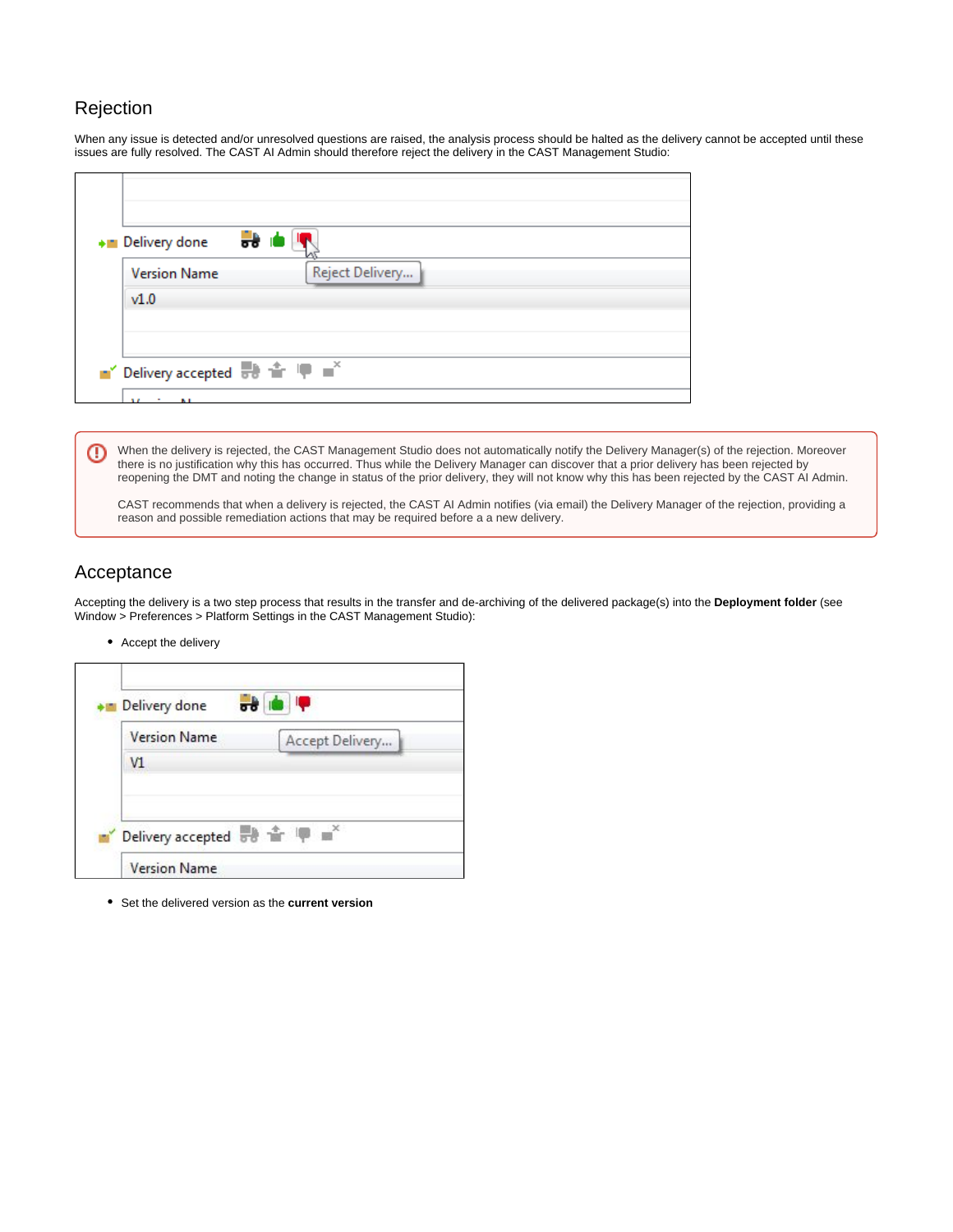## Rejection

When any issue is detected and/or unresolved questions are raised, the analysis process should be halted as the delivery cannot be accepted until these issues are fully resolved. The CAST AI Admin should therefore reject the delivery in the CAST Management Studio:

> When the delivery is rejected, the CAST Management Studio does not automatically notify the Delivery Manager(s) of the rejection. Moreover there is no justification why this has occurred. Thus while the Delivery Manager can discover that a prior delivery has been rejected by reopening the DMT and noting the change in status of the prior delivery, they will not know why this has been rejected by the CAST AI Admin.
>
> CAST recommends that when a delivery is rejected, the CAST AI Admin notifies (via email) the Delivery Manager of the rejection, providing a reason and possible remediation actions that may be required before a a new delivery.

## Acceptance

Accepting the delivery is a two step process that results in the transfer and de-archiving of the delivered package(s) into the **Deployment folder** (see Window > Preferences > Platform Settings in the CAST Management Studio):

- Accept the delivery

- Set the delivered version as the **current version**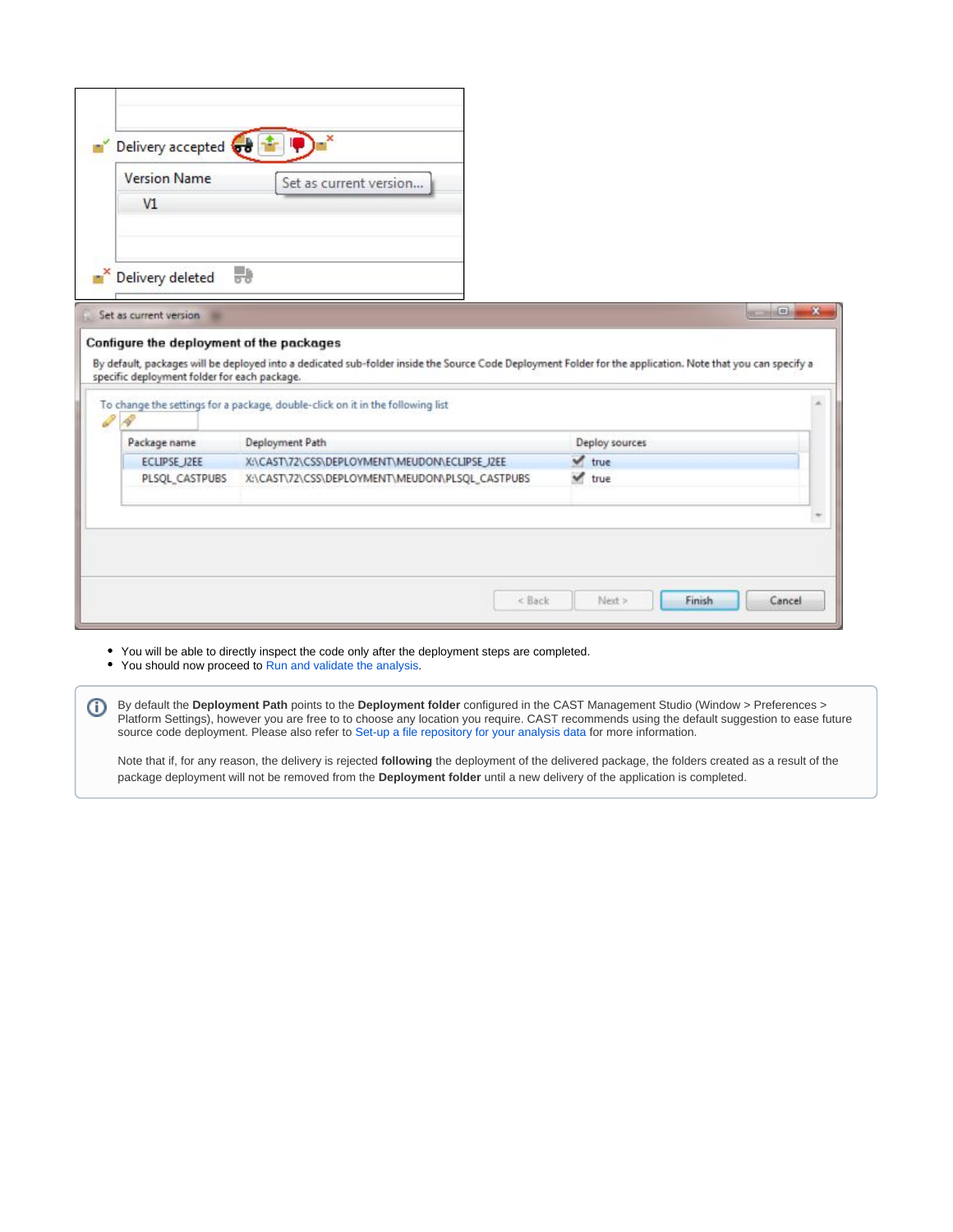- You will be able to directly inspect the code only after the deployment steps are completed.
- You should now proceed to Run and validate the analysis.

By default the **Deployment Path** points to the **Deployment folder** configured in the CAST Management Studio (Window > Preferences > Platform Settings), however you are free to to choose any location you require. CAST recommends using the default suggestion to ease future source code deployment. Please also refer to Set-up a file repository for your analysis data for more information.

Note that if, for any reason, the delivery is rejected **following** the deployment of the delivered package, the folders created as a result of the package deployment will not be removed from the **Deployment folder** until a new delivery of the application is completed.